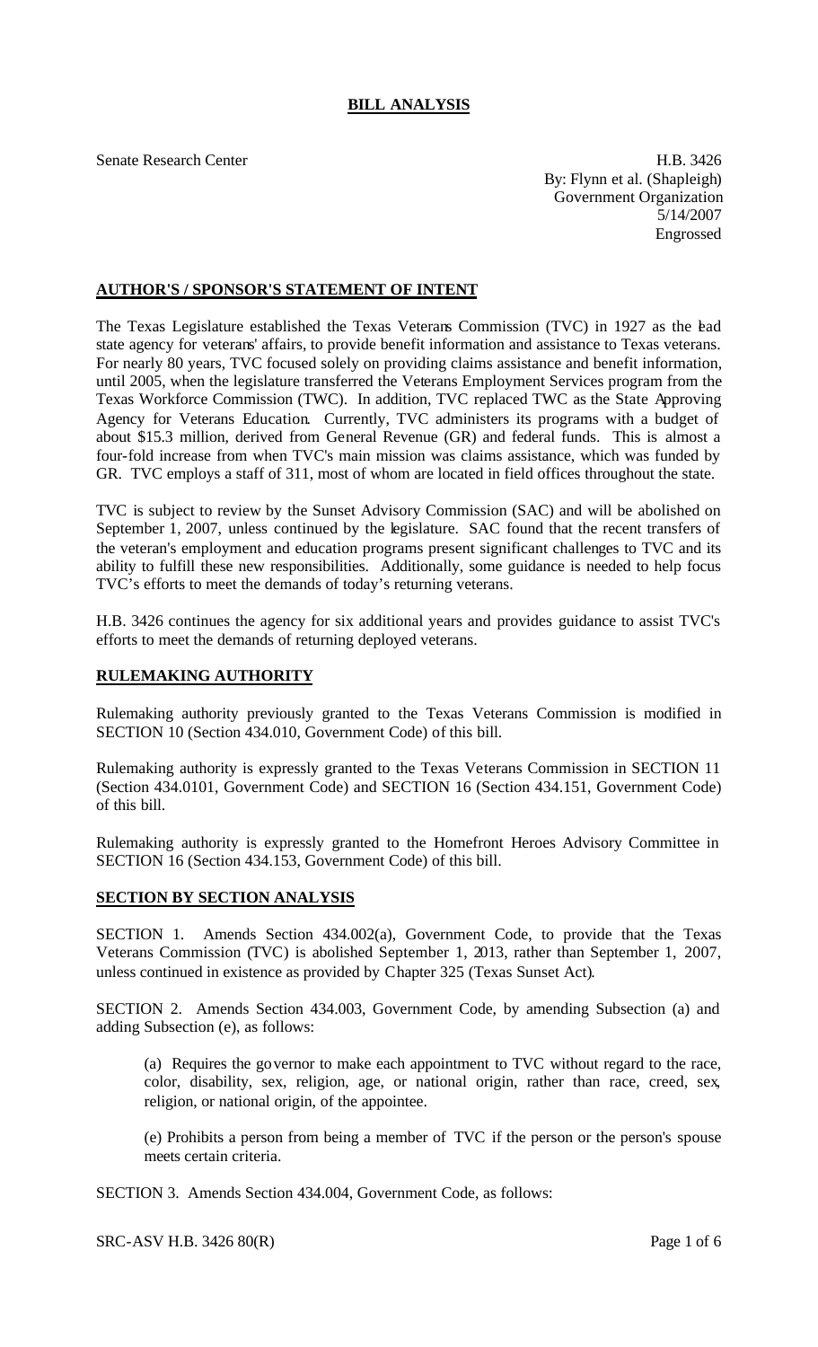# BILL ANALYSIS

Senate Research Center

H.B. 3426
By: Flynn et al. (Shapleigh)
Government Organization
5/14/2007
Engrossed

## AUTHOR'S / SPONSOR'S STATEMENT OF INTENT

The Texas Legislature established the Texas Veterans Commission (TVC) in 1927 as the lead state agency for veterans' affairs, to provide benefit information and assistance to Texas veterans. For nearly 80 years, TVC focused solely on providing claims assistance and benefit information, until 2005, when the legislature transferred the Veterans Employment Services program from the Texas Workforce Commission (TWC). In addition, TVC replaced TWC as the State Approving Agency for Veterans Education. Currently, TVC administers its programs with a budget of about $15.3 million, derived from General Revenue (GR) and federal funds. This is almost a four-fold increase from when TVC's main mission was claims assistance, which was funded by GR. TVC employs a staff of 311, most of whom are located in field offices throughout the state.

TVC is subject to review by the Sunset Advisory Commission (SAC) and will be abolished on September 1, 2007, unless continued by the legislature. SAC found that the recent transfers of the veteran's employment and education programs present significant challenges to TVC and its ability to fulfill these new responsibilities. Additionally, some guidance is needed to help focus TVC's efforts to meet the demands of today's returning veterans.

H.B. 3426 continues the agency for six additional years and provides guidance to assist TVC's efforts to meet the demands of returning deployed veterans.

## RULEMAKING AUTHORITY

Rulemaking authority previously granted to the Texas Veterans Commission is modified in SECTION 10 (Section 434.010, Government Code) of this bill.

Rulemaking authority is expressly granted to the Texas Veterans Commission in SECTION 11 (Section 434.0101, Government Code) and SECTION 16 (Section 434.151, Government Code) of this bill.

Rulemaking authority is expressly granted to the Homefront Heroes Advisory Committee in SECTION 16 (Section 434.153, Government Code) of this bill.

## SECTION BY SECTION ANALYSIS

SECTION 1. Amends Section 434.002(a), Government Code, to provide that the Texas Veterans Commission (TVC) is abolished September 1, 2013, rather than September 1, 2007, unless continued in existence as provided by Chapter 325 (Texas Sunset Act).

SECTION 2. Amends Section 434.003, Government Code, by amending Subsection (a) and adding Subsection (e), as follows:

(a) Requires the governor to make each appointment to TVC without regard to the race, color, disability, sex, religion, age, or national origin, rather than race, creed, sex, religion, or national origin, of the appointee.

(e) Prohibits a person from being a member of TVC if the person or the person's spouse meets certain criteria.

SECTION 3. Amends Section 434.004, Government Code, as follows: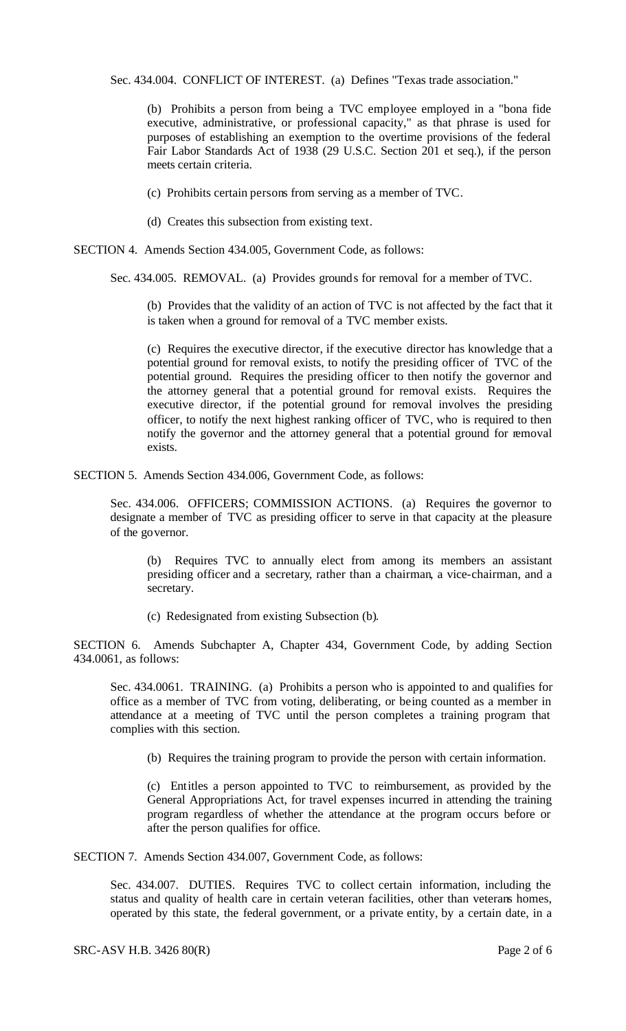Sec. 434.004. CONFLICT OF INTEREST. (a) Defines "Texas trade association."

(b) Prohibits a person from being a TVC employee employed in a "bona fide executive, administrative, or professional capacity," as that phrase is used for purposes of establishing an exemption to the overtime provisions of the federal Fair Labor Standards Act of 1938 (29 U.S.C. Section 201 et seq.), if the person meets certain criteria.

(c) Prohibits certain persons from serving as a member of TVC.

(d) Creates this subsection from existing text.

SECTION 4. Amends Section 434.005, Government Code, as follows:

Sec. 434.005. REMOVAL. (a) Provides grounds for removal for a member of TVC.

(b) Provides that the validity of an action of TVC is not affected by the fact that it is taken when a ground for removal of a TVC member exists.

(c) Requires the executive director, if the executive director has knowledge that a potential ground for removal exists, to notify the presiding officer of TVC of the potential ground. Requires the presiding officer to then notify the governor and the attorney general that a potential ground for removal exists. Requires the executive director, if the potential ground for removal involves the presiding officer, to notify the next highest ranking officer of TVC, who is required to then notify the governor and the attorney general that a potential ground for removal exists.

SECTION 5. Amends Section 434.006, Government Code, as follows:

Sec. 434.006. OFFICERS; COMMISSION ACTIONS. (a) Requires the governor to designate a member of TVC as presiding officer to serve in that capacity at the pleasure of the governor.

(b) Requires TVC to annually elect from among its members an assistant presiding officer and a secretary, rather than a chairman, a vice-chairman, and a secretary.

(c) Redesignated from existing Subsection (b).

SECTION 6. Amends Subchapter A, Chapter 434, Government Code, by adding Section 434.0061, as follows:

Sec. 434.0061. TRAINING. (a) Prohibits a person who is appointed to and qualifies for office as a member of TVC from voting, deliberating, or being counted as a member in attendance at a meeting of TVC until the person completes a training program that complies with this section.

(b) Requires the training program to provide the person with certain information.

(c) Entitles a person appointed to TVC to reimbursement, as provided by the General Appropriations Act, for travel expenses incurred in attending the training program regardless of whether the attendance at the program occurs before or after the person qualifies for office.

SECTION 7. Amends Section 434.007, Government Code, as follows:

Sec. 434.007. DUTIES. Requires TVC to collect certain information, including the status and quality of health care in certain veteran facilities, other than veterans homes, operated by this state, the federal government, or a private entity, by a certain date, in a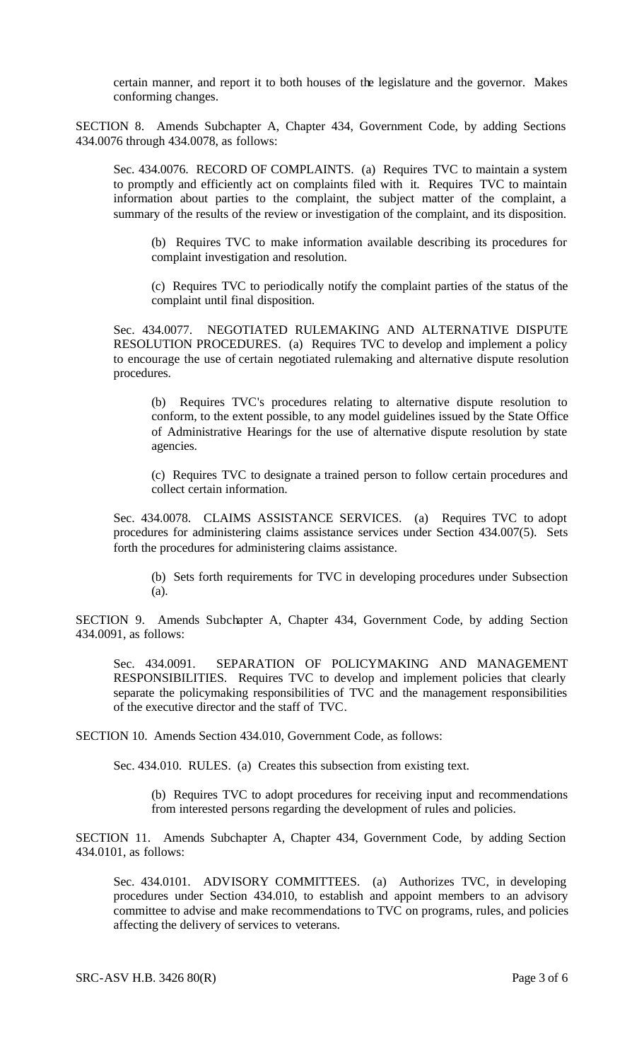certain manner, and report it to both houses of the legislature and the governor. Makes conforming changes.

SECTION 8. Amends Subchapter A, Chapter 434, Government Code, by adding Sections 434.0076 through 434.0078, as follows:

Sec. 434.0076. RECORD OF COMPLAINTS. (a) Requires TVC to maintain a system to promptly and efficiently act on complaints filed with it. Requires TVC to maintain information about parties to the complaint, the subject matter of the complaint, a summary of the results of the review or investigation of the complaint, and its disposition.

(b) Requires TVC to make information available describing its procedures for complaint investigation and resolution.

(c) Requires TVC to periodically notify the complaint parties of the status of the complaint until final disposition.

Sec. 434.0077. NEGOTIATED RULEMAKING AND ALTERNATIVE DISPUTE RESOLUTION PROCEDURES. (a) Requires TVC to develop and implement a policy to encourage the use of certain negotiated rulemaking and alternative dispute resolution procedures.

(b) Requires TVC's procedures relating to alternative dispute resolution to conform, to the extent possible, to any model guidelines issued by the State Office of Administrative Hearings for the use of alternative dispute resolution by state agencies.

(c) Requires TVC to designate a trained person to follow certain procedures and collect certain information.

Sec. 434.0078. CLAIMS ASSISTANCE SERVICES. (a) Requires TVC to adopt procedures for administering claims assistance services under Section 434.007(5). Sets forth the procedures for administering claims assistance.

(b) Sets forth requirements for TVC in developing procedures under Subsection (a).

SECTION 9. Amends Subchapter A, Chapter 434, Government Code, by adding Section 434.0091, as follows:

Sec. 434.0091. SEPARATION OF POLICYMAKING AND MANAGEMENT RESPONSIBILITIES. Requires TVC to develop and implement policies that clearly separate the policymaking responsibilities of TVC and the management responsibilities of the executive director and the staff of TVC.

SECTION 10. Amends Section 434.010, Government Code, as follows:

Sec. 434.010. RULES. (a) Creates this subsection from existing text.

(b) Requires TVC to adopt procedures for receiving input and recommendations from interested persons regarding the development of rules and policies.

SECTION 11. Amends Subchapter A, Chapter 434, Government Code, by adding Section 434.0101, as follows:

Sec. 434.0101. ADVISORY COMMITTEES. (a) Authorizes TVC, in developing procedures under Section 434.010, to establish and appoint members to an advisory committee to advise and make recommendations to TVC on programs, rules, and policies affecting the delivery of services to veterans.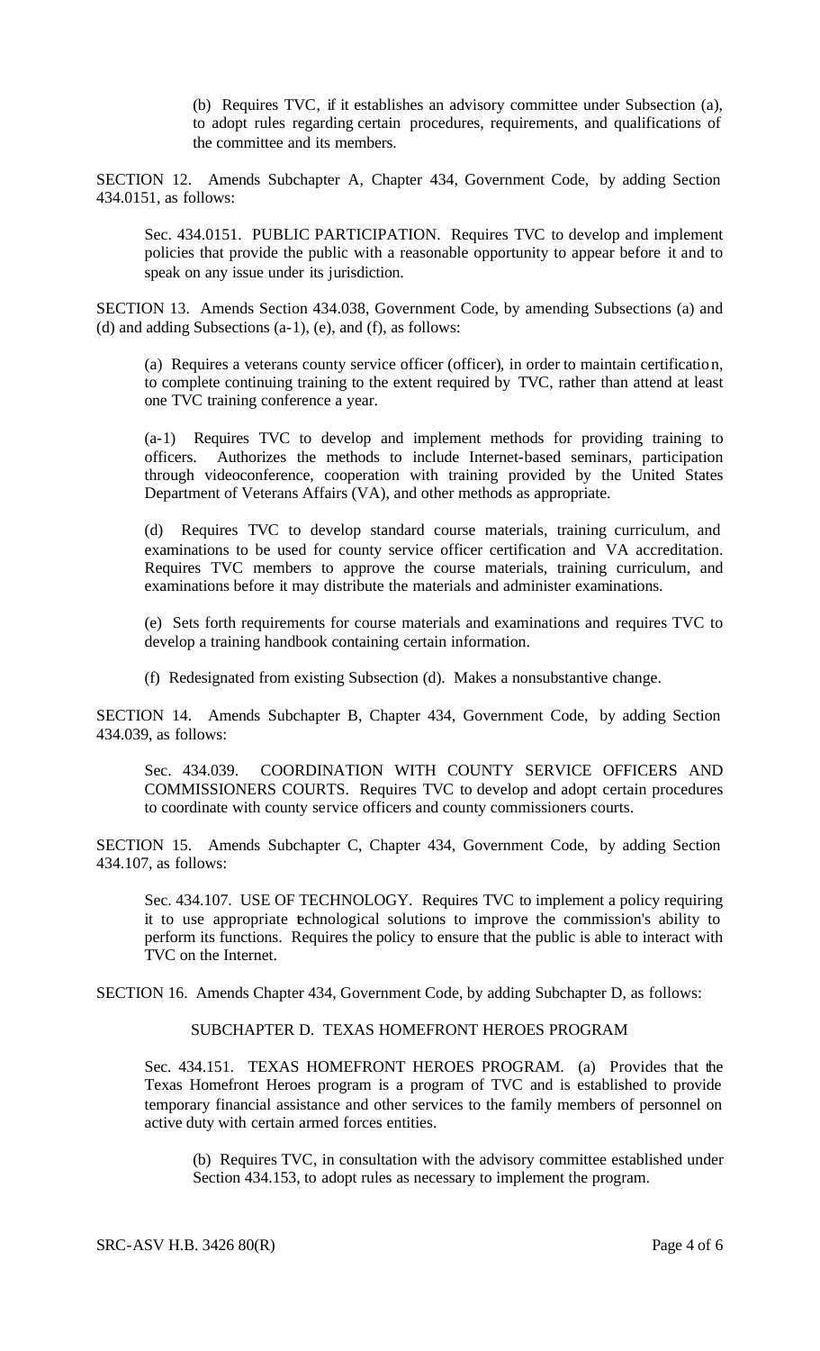(b) Requires TVC, if it establishes an advisory committee under Subsection (a), to adopt rules regarding certain procedures, requirements, and qualifications of the committee and its members.

SECTION 12. Amends Subchapter A, Chapter 434, Government Code, by adding Section 434.0151, as follows:

Sec. 434.0151. PUBLIC PARTICIPATION. Requires TVC to develop and implement policies that provide the public with a reasonable opportunity to appear before it and to speak on any issue under its jurisdiction.

SECTION 13. Amends Section 434.038, Government Code, by amending Subsections (a) and (d) and adding Subsections (a-1), (e), and (f), as follows:

(a) Requires a veterans county service officer (officer), in order to maintain certification, to complete continuing training to the extent required by TVC, rather than attend at least one TVC training conference a year.

(a-1) Requires TVC to develop and implement methods for providing training to officers. Authorizes the methods to include Internet-based seminars, participation through videoconference, cooperation with training provided by the United States Department of Veterans Affairs (VA), and other methods as appropriate.

(d) Requires TVC to develop standard course materials, training curriculum, and examinations to be used for county service officer certification and VA accreditation. Requires TVC members to approve the course materials, training curriculum, and examinations before it may distribute the materials and administer examinations.

(e) Sets forth requirements for course materials and examinations and requires TVC to develop a training handbook containing certain information.

(f) Redesignated from existing Subsection (d). Makes a nonsubstantive change.

SECTION 14. Amends Subchapter B, Chapter 434, Government Code, by adding Section 434.039, as follows:

Sec. 434.039. COORDINATION WITH COUNTY SERVICE OFFICERS AND COMMISSIONERS COURTS. Requires TVC to develop and adopt certain procedures to coordinate with county service officers and county commissioners courts.

SECTION 15. Amends Subchapter C, Chapter 434, Government Code, by adding Section 434.107, as follows:

Sec. 434.107. USE OF TECHNOLOGY. Requires TVC to implement a policy requiring it to use appropriate technological solutions to improve the commission's ability to perform its functions. Requires the policy to ensure that the public is able to interact with TVC on the Internet.

SECTION 16. Amends Chapter 434, Government Code, by adding Subchapter D, as follows:

SUBCHAPTER D. TEXAS HOMEFRONT HEROES PROGRAM

Sec. 434.151. TEXAS HOMEFRONT HEROES PROGRAM. (a) Provides that the Texas Homefront Heroes program is a program of TVC and is established to provide temporary financial assistance and other services to the family members of personnel on active duty with certain armed forces entities.

(b) Requires TVC, in consultation with the advisory committee established under Section 434.153, to adopt rules as necessary to implement the program.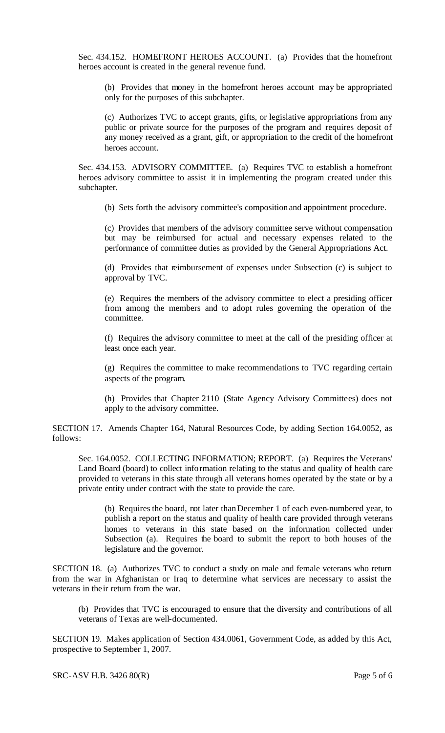Sec. 434.152. HOMEFRONT HEROES ACCOUNT. (a) Provides that the homefront heroes account is created in the general revenue fund.

(b) Provides that money in the homefront heroes account may be appropriated only for the purposes of this subchapter.

(c) Authorizes TVC to accept grants, gifts, or legislative appropriations from any public or private source for the purposes of the program and requires deposit of any money received as a grant, gift, or appropriation to the credit of the homefront heroes account.

Sec. 434.153. ADVISORY COMMITTEE. (a) Requires TVC to establish a homefront heroes advisory committee to assist it in implementing the program created under this subchapter.

(b) Sets forth the advisory committee's composition and appointment procedure.

(c) Provides that members of the advisory committee serve without compensation but may be reimbursed for actual and necessary expenses related to the performance of committee duties as provided by the General Appropriations Act.

(d) Provides that reimbursement of expenses under Subsection (c) is subject to approval by TVC.

(e) Requires the members of the advisory committee to elect a presiding officer from among the members and to adopt rules governing the operation of the committee.

(f) Requires the advisory committee to meet at the call of the presiding officer at least once each year.

(g) Requires the committee to make recommendations to TVC regarding certain aspects of the program.

(h) Provides that Chapter 2110 (State Agency Advisory Committees) does not apply to the advisory committee.

SECTION 17. Amends Chapter 164, Natural Resources Code, by adding Section 164.0052, as follows:

Sec. 164.0052. COLLECTING INFORMATION; REPORT. (a) Requires the Veterans' Land Board (board) to collect information relating to the status and quality of health care provided to veterans in this state through all veterans homes operated by the state or by a private entity under contract with the state to provide the care.

(b) Requires the board, not later than December 1 of each even-numbered year, to publish a report on the status and quality of health care provided through veterans homes to veterans in this state based on the information collected under Subsection (a). Requires the board to submit the report to both houses of the legislature and the governor.

SECTION 18. (a) Authorizes TVC to conduct a study on male and female veterans who return from the war in Afghanistan or Iraq to determine what services are necessary to assist the veterans in their return from the war.

(b) Provides that TVC is encouraged to ensure that the diversity and contributions of all veterans of Texas are well-documented.

SECTION 19. Makes application of Section 434.0061, Government Code, as added by this Act, prospective to September 1, 2007.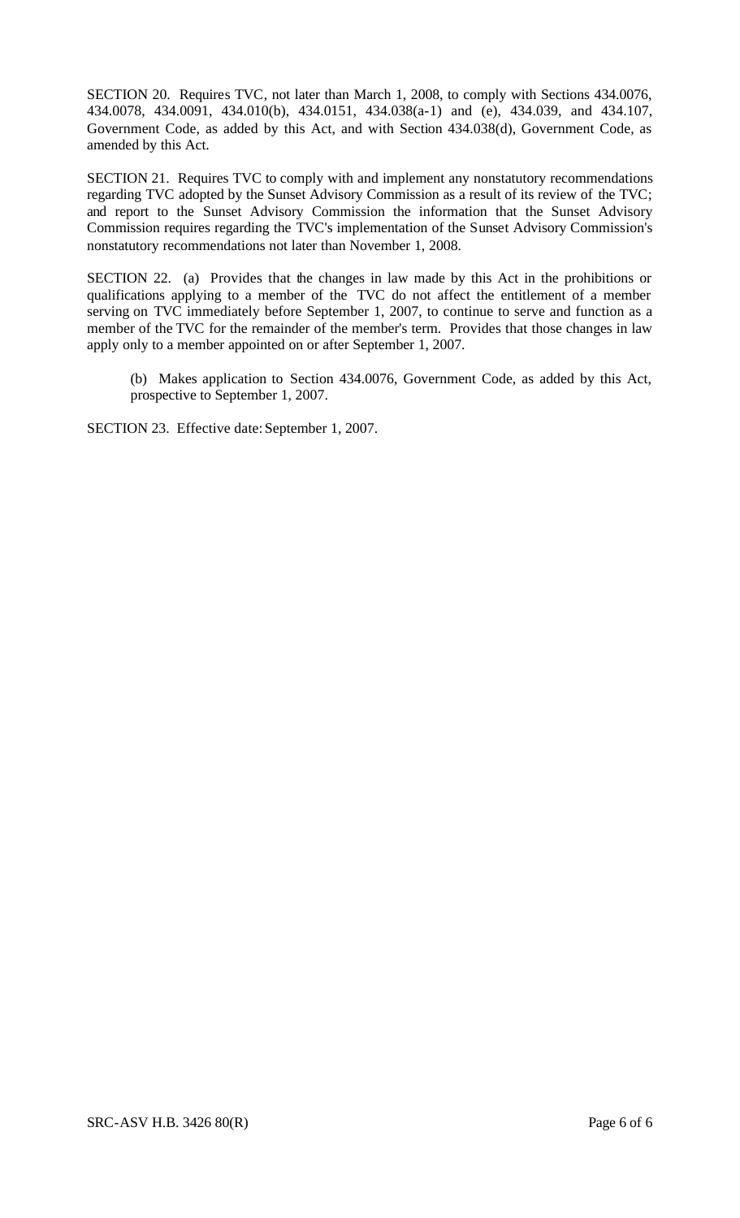SECTION 20. Requires TVC, not later than March 1, 2008, to comply with Sections 434.0076, 434.0078, 434.0091, 434.010(b), 434.0151, 434.038(a-1) and (e), 434.039, and 434.107, Government Code, as added by this Act, and with Section 434.038(d), Government Code, as amended by this Act.

SECTION 21. Requires TVC to comply with and implement any nonstatutory recommendations regarding TVC adopted by the Sunset Advisory Commission as a result of its review of the TVC; and report to the Sunset Advisory Commission the information that the Sunset Advisory Commission requires regarding the TVC's implementation of the Sunset Advisory Commission's nonstatutory recommendations not later than November 1, 2008.

SECTION 22. (a) Provides that the changes in law made by this Act in the prohibitions or qualifications applying to a member of the TVC do not affect the entitlement of a member serving on TVC immediately before September 1, 2007, to continue to serve and function as a member of the TVC for the remainder of the member's term. Provides that those changes in law apply only to a member appointed on or after September 1, 2007.

(b) Makes application to Section 434.0076, Government Code, as added by this Act, prospective to September 1, 2007.

SECTION 23. Effective date: September 1, 2007.

SRC-ASV H.B. 3426 80(R)